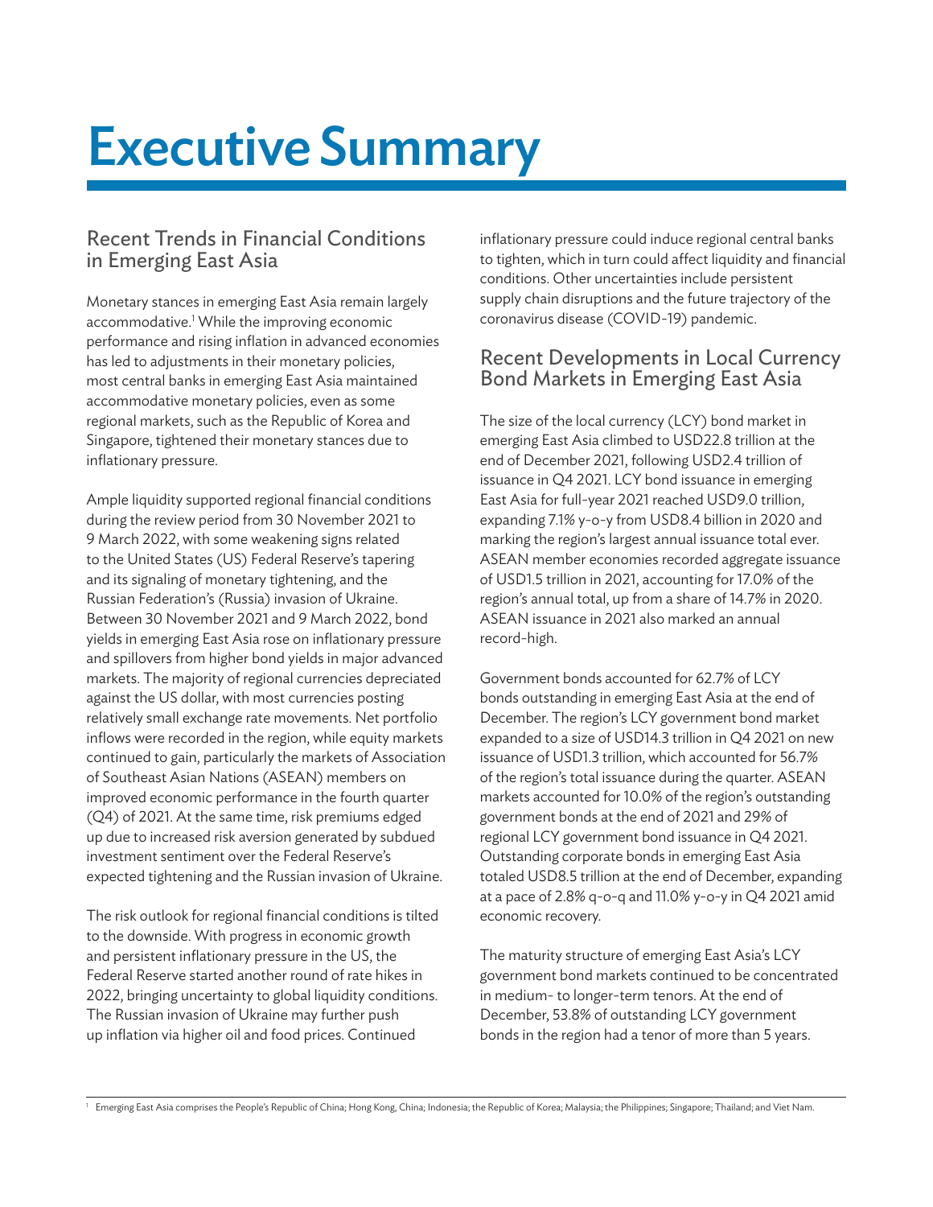# Executive Summary

## Recent Trends in Financial Conditions in Emerging East Asia

Monetary stances in emerging East Asia remain largely accommodative.[1] While the improving economic performance and rising inflation in advanced economies has led to adjustments in their monetary policies, most central banks in emerging East Asia maintained accommodative monetary policies, even as some regional markets, such as the Republic of Korea and Singapore, tightened their monetary stances due to inflationary pressure.

Ample liquidity supported regional financial conditions during the review period from 30 November 2021 to 9 March 2022, with some weakening signs related to the United States (US) Federal Reserve's tapering and its signaling of monetary tightening, and the Russian Federation's (Russia) invasion of Ukraine. Between 30 November 2021 and 9 March 2022, bond yields in emerging East Asia rose on inflationary pressure and spillovers from higher bond yields in major advanced markets. The majority of regional currencies depreciated against the US dollar, with most currencies posting relatively small exchange rate movements. Net portfolio inflows were recorded in the region, while equity markets continued to gain, particularly the markets of Association of Southeast Asian Nations (ASEAN) members on improved economic performance in the fourth quarter (Q4) of 2021. At the same time, risk premiums edged up due to increased risk aversion generated by subdued investment sentiment over the Federal Reserve's expected tightening and the Russian invasion of Ukraine.

The risk outlook for regional financial conditions is tilted to the downside. With progress in economic growth and persistent inflationary pressure in the US, the Federal Reserve started another round of rate hikes in 2022, bringing uncertainty to global liquidity conditions. The Russian invasion of Ukraine may further push up inflation via higher oil and food prices. Continued inflationary pressure could induce regional central banks to tighten, which in turn could affect liquidity and financial conditions. Other uncertainties include persistent supply chain disruptions and the future trajectory of the coronavirus disease (COVID-19) pandemic.

## Recent Developments in Local Currency Bond Markets in Emerging East Asia

The size of the local currency (LCY) bond market in emerging East Asia climbed to USD22.8 trillion at the end of December 2021, following USD2.4 trillion of issuance in Q4 2021. LCY bond issuance in emerging East Asia for full-year 2021 reached USD9.0 trillion, expanding 7.1% y-o-y from USD8.4 billion in 2020 and marking the region's largest annual issuance total ever. ASEAN member economies recorded aggregate issuance of USD1.5 trillion in 2021, accounting for 17.0% of the region's annual total, up from a share of 14.7% in 2020. ASEAN issuance in 2021 also marked an annual record-high.

Government bonds accounted for 62.7% of LCY bonds outstanding in emerging East Asia at the end of December. The region's LCY government bond market expanded to a size of USD14.3 trillion in Q4 2021 on new issuance of USD1.3 trillion, which accounted for 56.7% of the region's total issuance during the quarter. ASEAN markets accounted for 10.0% of the region's outstanding government bonds at the end of 2021 and 29% of regional LCY government bond issuance in Q4 2021. Outstanding corporate bonds in emerging East Asia totaled USD8.5 trillion at the end of December, expanding at a pace of 2.8% q-o-q and 11.0% y-o-y in Q4 2021 amid economic recovery.

The maturity structure of emerging East Asia's LCY government bond markets continued to be concentrated in medium- to longer-term tenors. At the end of December, 53.8% of outstanding LCY government bonds in the region had a tenor of more than 5 years.

[1] Emerging East Asia comprises the People's Republic of China; Hong Kong, China; Indonesia; the Republic of Korea; Malaysia; the Philippines; Singapore; Thailand; and Viet Nam.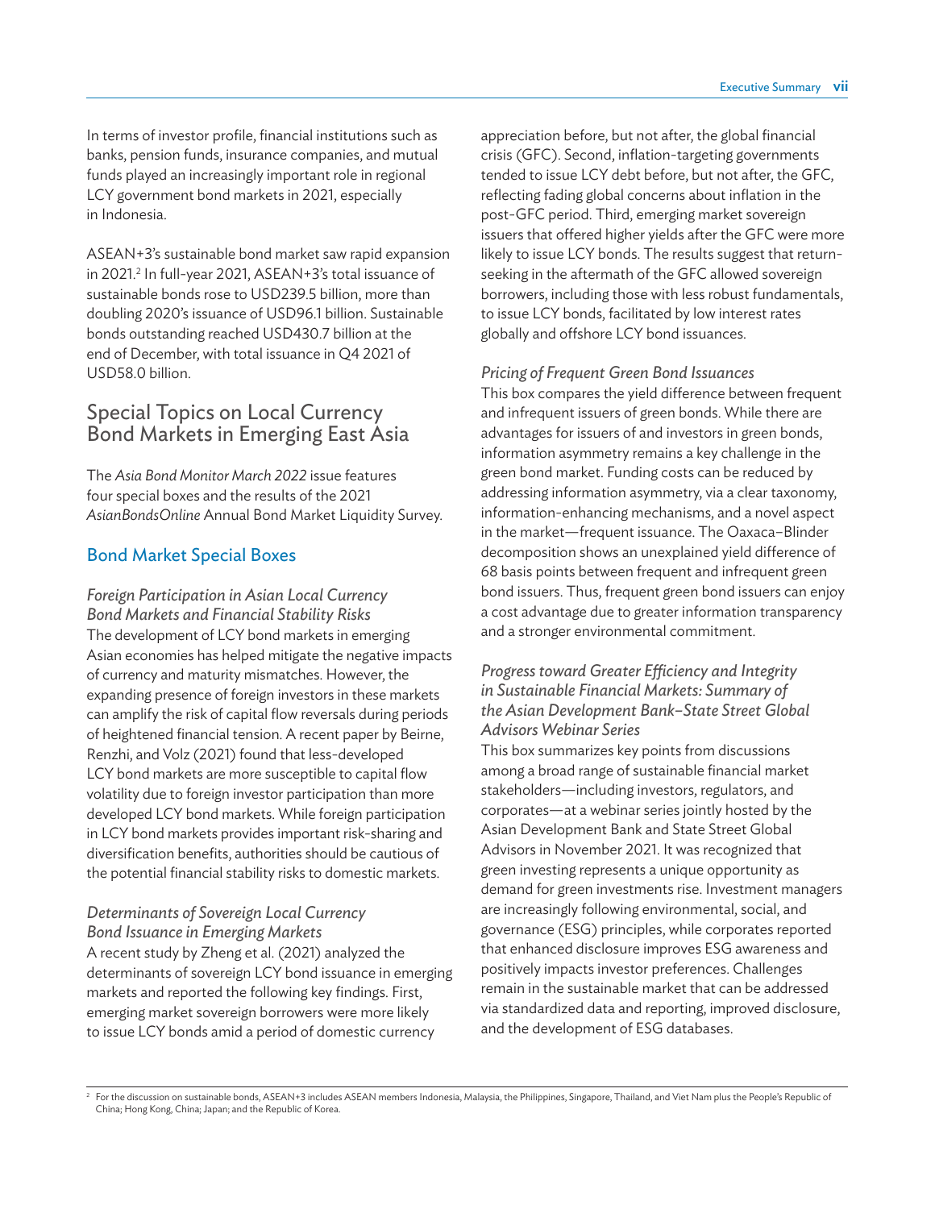In terms of investor profile, financial institutions such as banks, pension funds, insurance companies, and mutual funds played an increasingly important role in regional LCY government bond markets in 2021, especially in Indonesia.

ASEAN+3's sustainable bond market saw rapid expansion in 2021.[2] In full-year 2021, ASEAN+3's total issuance of sustainable bonds rose to USD239.5 billion, more than doubling 2020's issuance of USD96.1 billion. Sustainable bonds outstanding reached USD430.7 billion at the end of December, with total issuance in Q4 2021 of USD58.0 billion.

## Special Topics on Local Currency Bond Markets in Emerging East Asia

The *Asia Bond Monitor March 2022* issue features four special boxes and the results of the 2021 *AsianBondsOnline* Annual Bond Market Liquidity Survey.

### Bond Market Special Boxes

*Foreign Participation in Asian Local Currency Bond Markets and Financial Stability Risks*

The development of LCY bond markets in emerging Asian economies has helped mitigate the negative impacts of currency and maturity mismatches. However, the expanding presence of foreign investors in these markets can amplify the risk of capital flow reversals during periods of heightened financial tension. A recent paper by Beirne, Renzhi, and Volz (2021) found that less-developed LCY bond markets are more susceptible to capital flow volatility due to foreign investor participation than more developed LCY bond markets. While foreign participation in LCY bond markets provides important risk-sharing and diversification benefits, authorities should be cautious of the potential financial stability risks to domestic markets.

*Determinants of Sovereign Local Currency Bond Issuance in Emerging Markets*

A recent study by Zheng et al. (2021) analyzed the determinants of sovereign LCY bond issuance in emerging markets and reported the following key findings. First, emerging market sovereign borrowers were more likely to issue LCY bonds amid a period of domestic currency appreciation before, but not after, the global financial crisis (GFC). Second, inflation-targeting governments tended to issue LCY debt before, but not after, the GFC, reflecting fading global concerns about inflation in the post-GFC period. Third, emerging market sovereign issuers that offered higher yields after the GFC were more likely to issue LCY bonds. The results suggest that return-seeking in the aftermath of the GFC allowed sovereign borrowers, including those with less robust fundamentals, to issue LCY bonds, facilitated by low interest rates globally and offshore LCY bond issuances.

*Pricing of Frequent Green Bond Issuances*

This box compares the yield difference between frequent and infrequent issuers of green bonds. While there are advantages for issuers of and investors in green bonds, information asymmetry remains a key challenge in the green bond market. Funding costs can be reduced by addressing information asymmetry, via a clear taxonomy, information-enhancing mechanisms, and a novel aspect in the market—frequent issuance. The Oaxaca–Blinder decomposition shows an unexplained yield difference of 68 basis points between frequent and infrequent green bond issuers. Thus, frequent green bond issuers can enjoy a cost advantage due to greater information transparency and a stronger environmental commitment.

*Progress toward Greater Efficiency and Integrity in Sustainable Financial Markets: Summary of the Asian Development Bank–State Street Global Advisors Webinar Series*

This box summarizes key points from discussions among a broad range of sustainable financial market stakeholders—including investors, regulators, and corporates—at a webinar series jointly hosted by the Asian Development Bank and State Street Global Advisors in November 2021. It was recognized that green investing represents a unique opportunity as demand for green investments rise. Investment managers are increasingly following environmental, social, and governance (ESG) principles, while corporates reported that enhanced disclosure improves ESG awareness and positively impacts investor preferences. Challenges remain in the sustainable market that can be addressed via standardized data and reporting, improved disclosure, and the development of ESG databases.

[2] For the discussion on sustainable bonds, ASEAN+3 includes ASEAN members Indonesia, Malaysia, the Philippines, Singapore, Thailand, and Viet Nam plus the People's Republic of China; Hong Kong, China; Japan; and the Republic of Korea.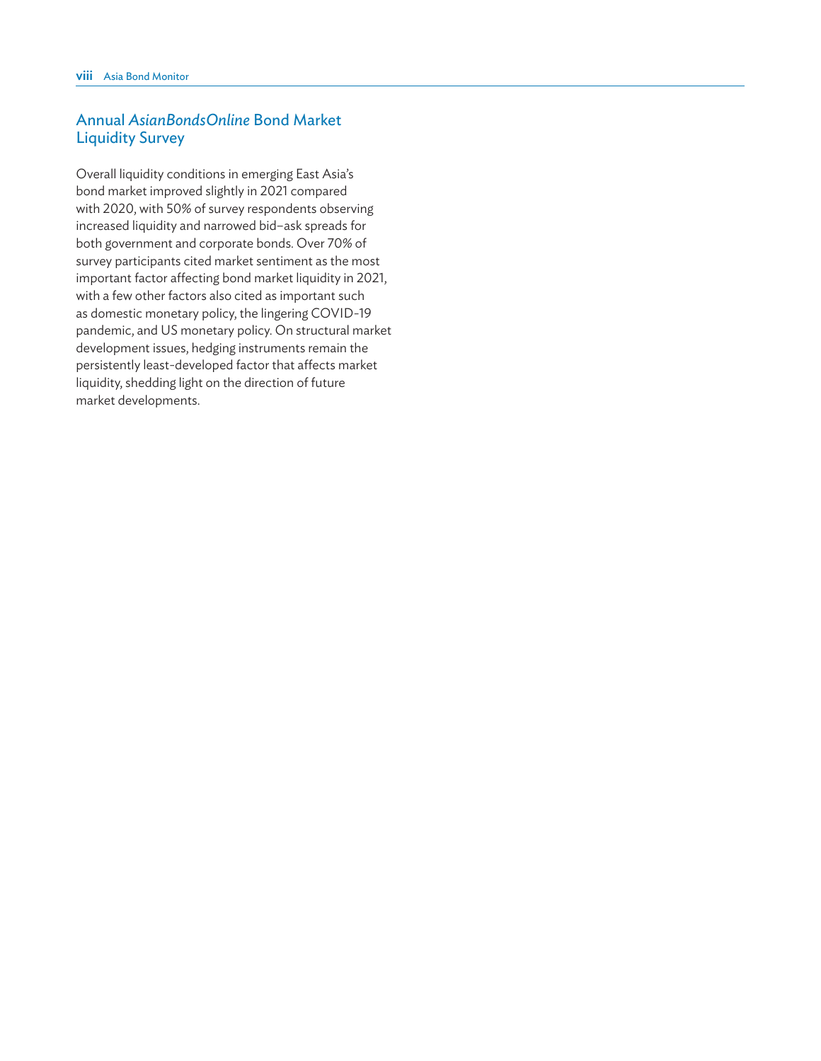## Annual *AsianBondsOnline* Bond Market Liquidity Survey

Overall liquidity conditions in emerging East Asia's bond market improved slightly in 2021 compared with 2020, with 50% of survey respondents observing increased liquidity and narrowed bid–ask spreads for both government and corporate bonds. Over 70% of survey participants cited market sentiment as the most important factor affecting bond market liquidity in 2021, with a few other factors also cited as important such as domestic monetary policy, the lingering COVID-19 pandemic, and US monetary policy. On structural market development issues, hedging instruments remain the persistently least-developed factor that affects market liquidity, shedding light on the direction of future market developments.